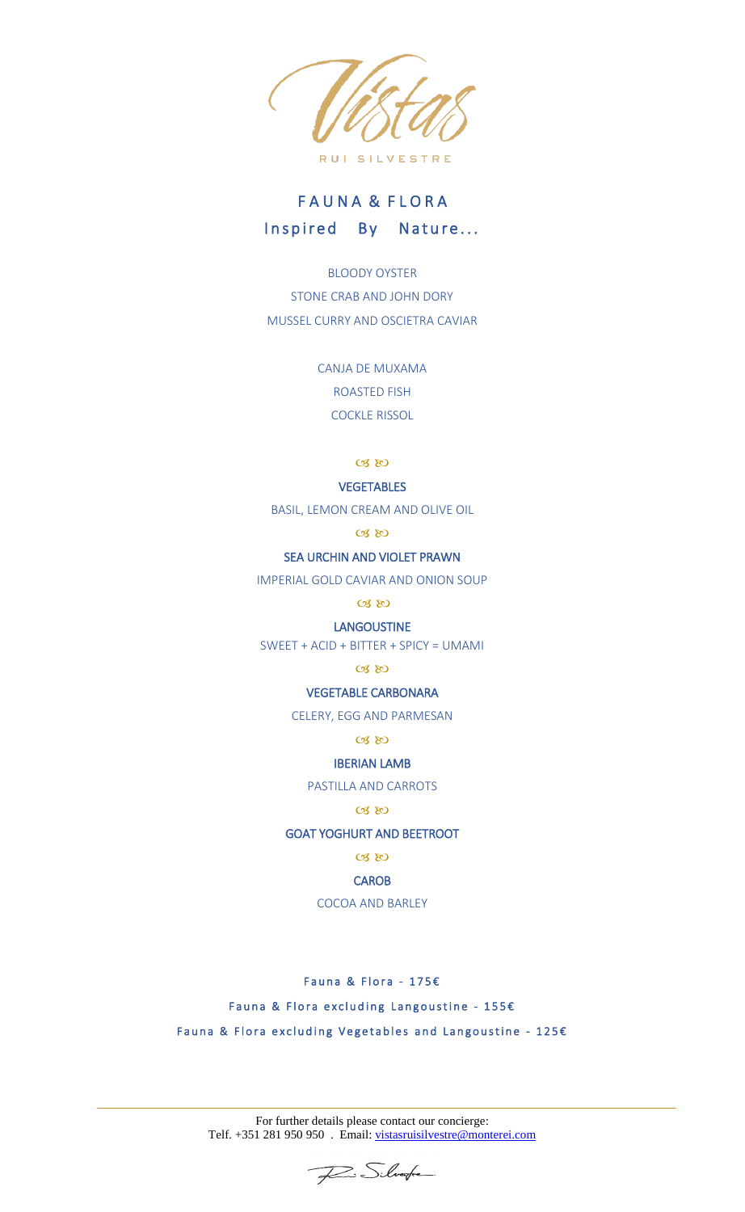# Vistas

RUI SILVESTRE

## FAUNA & FLORA

### Inspired By Nature...

BLOODY OYSTER

STONE CRAB AND JOHN DORY

MUSSEL CURRY AND OSCIETRA CAVIAR

CANJA DE MUXAMA

ROASTED FISH

COCKLE RISSOL

☙ ❧

**VEGETABLES**

BASIL, LEMON CREAM AND OLIVE OIL

☙ ❧

**SEA URCHIN AND VIOLET PRAWN**

IMPERIAL GOLD CAVIAR AND ONION SOUP

☙ ❧

**LANGOUSTINE**

SWEET + ACID + BITTER + SPICY = UMAMI

☙ ❧

**VEGETABLE CARBONARA**

CELERY, EGG AND PARMESAN

☙ ❧

**IBERIAN LAMB**

PASTILLA AND CARROTS

☙ ❧

**GOAT YOGHURT AND BEETROOT**

☙ ❧

**CAROB**

COCOA AND BARLEY

Fauna & Flora - 175€

Fauna & Flora excluding Langoustine - 155€

Fauna & Flora excluding Vegetables and Langoustine - 125€

---

For further details please contact our concierge:
Telf. +351 281 950 950 . Email: vistasruisilvestre@monterei.com

R. Silvestre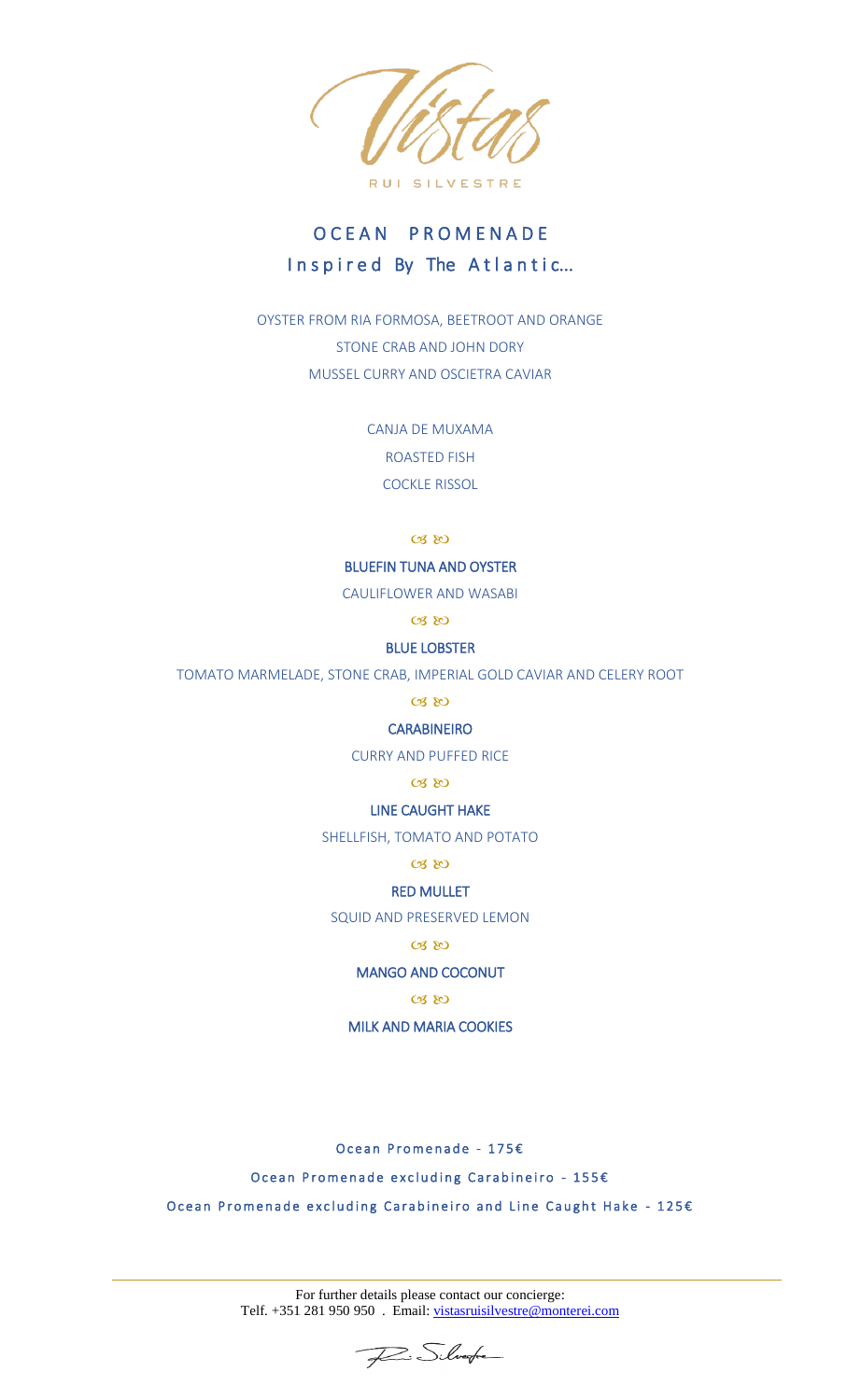# Vistas

RUI SILVESTRE

## OCEAN PROMENADE

### Inspired By The Atlantic…

OYSTER FROM RIA FORMOSA, BEETROOT AND ORANGE

STONE CRAB AND JOHN DORY

MUSSEL CURRY AND OSCIETRA CAVIAR

CANJA DE MUXAMA

ROASTED FISH

COCKLE RISSOL

**BLUEFIN TUNA AND OYSTER**

CAULIFLOWER AND WASABI

**BLUE LOBSTER**

TOMATO MARMELADE, STONE CRAB, IMPERIAL GOLD CAVIAR AND CELERY ROOT

**CARABINEIRO**

CURRY AND PUFFED RICE

**LINE CAUGHT HAKE**

SHELLFISH, TOMATO AND POTATO

**RED MULLET**

SQUID AND PRESERVED LEMON

**MANGO AND COCONUT**

**MILK AND MARIA COOKIES**

Ocean Promenade - 175€

Ocean Promenade excluding Carabineiro - 155€

Ocean Promenade excluding Carabineiro and Line Caught Hake - 125€

For further details please contact our concierge:
Telf. +351 281 950 950 . Email: vistasruisilvestre@monterei.com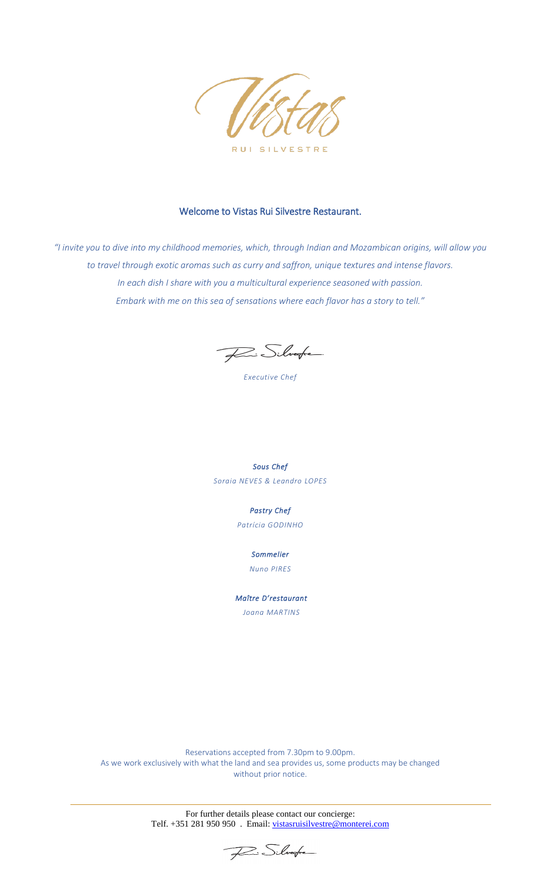Vistas

RUI SILVESTRE

## Welcome to Vistas Rui Silvestre Restaurant.

*"I invite you to dive into my childhood memories, which, through Indian and Mozambican origins, will allow you to travel through exotic aromas such as curry and saffron, unique textures and intense flavors.*
*In each dish I share with you a multicultural experience seasoned with passion.*
*Embark with me on this sea of sensations where each flavor has a story to tell."*

*Executive Chef*

***Sous Chef***
*Soraia NEVES & Leandro LOPES*

***Pastry Chef***
*Patrícia GODINHO*

***Sommelier***
*Nuno PIRES*

***Maître D'restaurant***
*Joana MARTINS*

Reservations accepted from 7.30pm to 9.00pm.
As we work exclusively with what the land and sea provides us, some products may be changed without prior notice.

For further details please contact our concierge:
Telf. +351 281 950 950 . Email: vistasruisilvestre@monterei.com